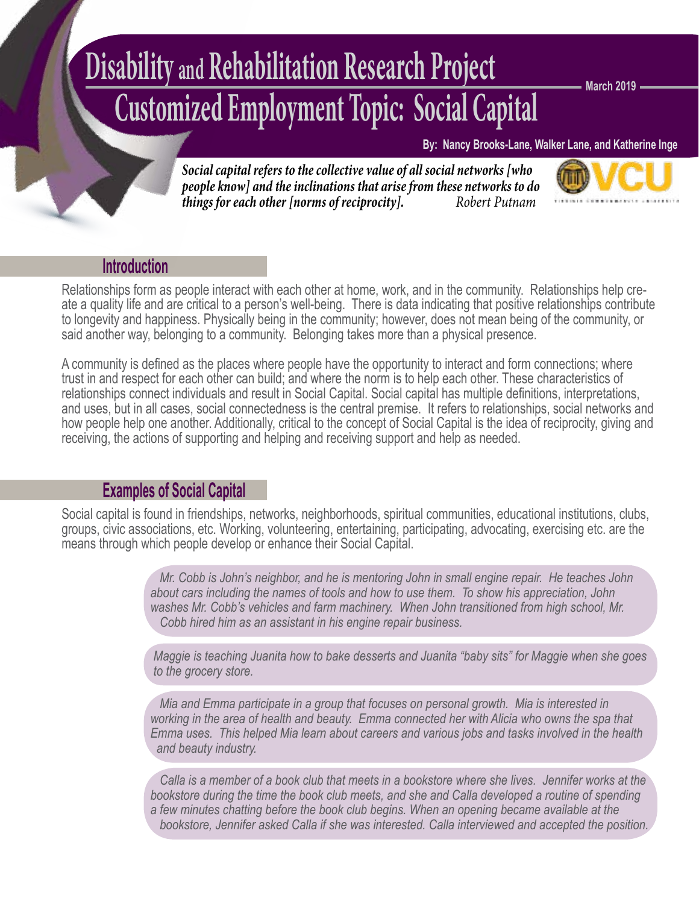# Disability and Rehabilitation Research Project

March 2019

## Customized Employment Topic: Social Capital

**By: Nancy Brooks-Lane, Walker Lane, and Katherine Inge**

***Social capital refers to the collective value of all social networks [who people know] and the inclinations that arise from these networks to do things for each other [norms of reciprocity].*** *Robert Putnam*

VCU

## Introduction

Relationships form as people interact with each other at home, work, and in the community. Relationships help create a quality life and are critical to a person's well-being. There is data indicating that positive relationships contribute to longevity and happiness. Physically being in the community; however, does not mean being of the community, or said another way, belonging to a community. Belonging takes more than a physical presence.

A community is defined as the places where people have the opportunity to interact and form connections; where trust in and respect for each other can build; and where the norm is to help each other. These characteristics of relationships connect individuals and result in Social Capital. Social capital has multiple definitions, interpretations, and uses, but in all cases, social connectedness is the central premise. It refers to relationships, social networks and how people help one another. Additionally, critical to the concept of Social Capital is the idea of reciprocity, giving and receiving, the actions of supporting and helping and receiving support and help as needed.

## Examples of Social Capital

Social capital is found in friendships, networks, neighborhoods, spiritual communities, educational institutions, clubs, groups, civic associations, etc. Working, volunteering, entertaining, participating, advocating, exercising etc. are the means through which people develop or enhance their Social Capital.

*Mr. Cobb is John's neighbor, and he is mentoring John in small engine repair. He teaches John about cars including the names of tools and how to use them. To show his appreciation, John washes Mr. Cobb's vehicles and farm machinery. When John transitioned from high school, Mr. Cobb hired him as an assistant in his engine repair business.*

*Maggie is teaching Juanita how to bake desserts and Juanita "baby sits" for Maggie when she goes to the grocery store.*

*Mia and Emma participate in a group that focuses on personal growth. Mia is interested in working in the area of health and beauty. Emma connected her with Alicia who owns the spa that Emma uses. This helped Mia learn about careers and various jobs and tasks involved in the health and beauty industry.*

*Calla is a member of a book club that meets in a bookstore where she lives. Jennifer works at the bookstore during the time the book club meets, and she and Calla developed a routine of spending a few minutes chatting before the book club begins. When an opening became available at the bookstore, Jennifer asked Calla if she was interested. Calla interviewed and accepted the position.*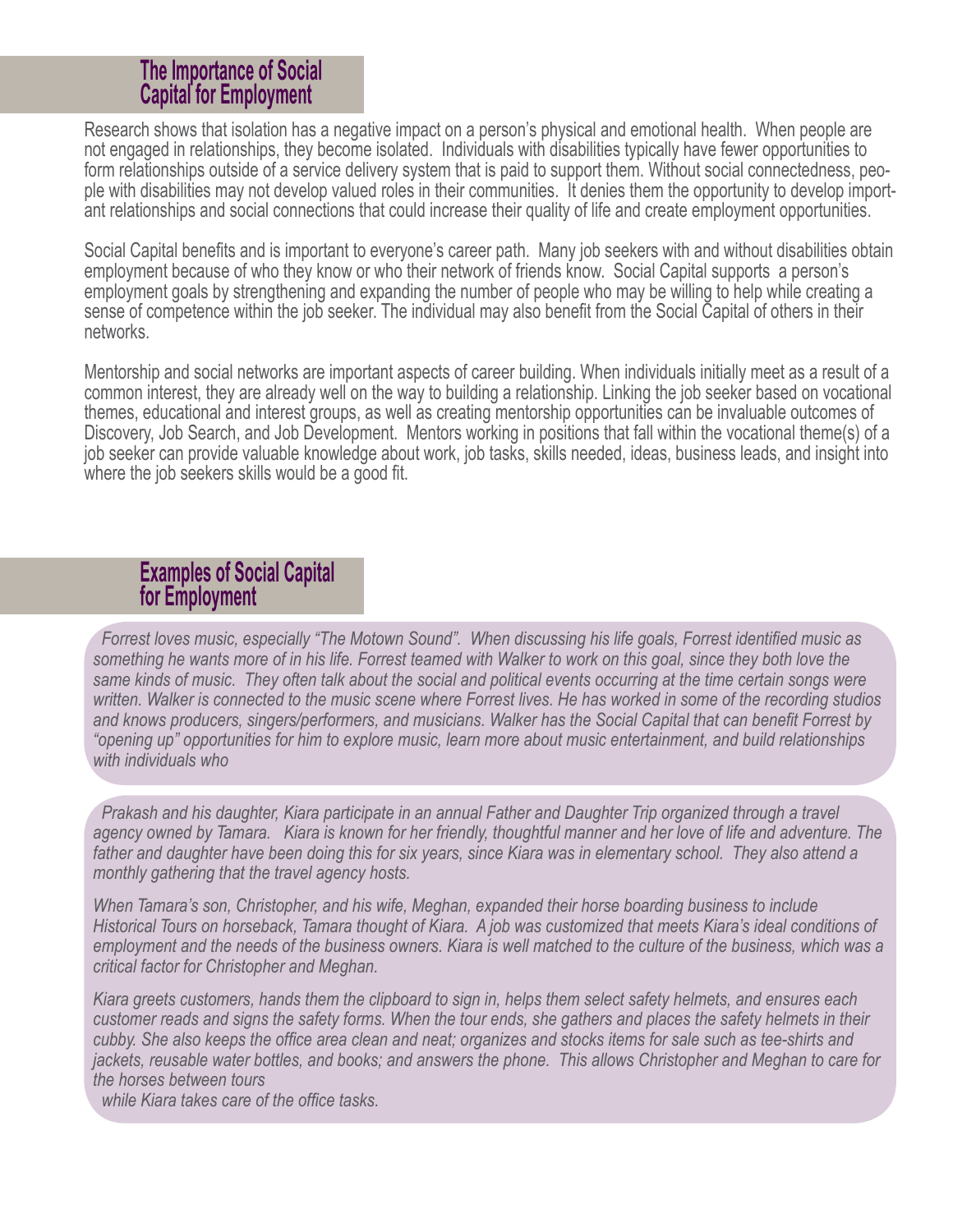## The Importance of Social Capital for Employment

Research shows that isolation has a negative impact on a person's physical and emotional health. When people are not engaged in relationships, they become isolated. Individuals with disabilities typically have fewer opportunities to form relationships outside of a service delivery system that is paid to support them. Without social connectedness, people with disabilities may not develop valued roles in their communities. It denies them the opportunity to develop important relationships and social connections that could increase their quality of life and create employment opportunities.

Social Capital benefits and is important to everyone's career path. Many job seekers with and without disabilities obtain employment because of who they know or who their network of friends know. Social Capital supports a person's employment goals by strengthening and expanding the number of people who may be willing to help while creating a sense of competence within the job seeker. The individual may also benefit from the Social Capital of others in their networks.

Mentorship and social networks are important aspects of career building. When individuals initially meet as a result of a common interest, they are already well on the way to building a relationship. Linking the job seeker based on vocational themes, educational and interest groups, as well as creating mentorship opportunities can be invaluable outcomes of Discovery, Job Search, and Job Development. Mentors working in positions that fall within the vocational theme(s) of a job seeker can provide valuable knowledge about work, job tasks, skills needed, ideas, business leads, and insight into where the job seekers skills would be a good fit.

## Examples of Social Capital for Employment

*Forrest loves music, especially "The Motown Sound". When discussing his life goals, Forrest identified music as something he wants more of in his life. Forrest teamed with Walker to work on this goal, since they both love the same kinds of music. They often talk about the social and political events occurring at the time certain songs were written. Walker is connected to the music scene where Forrest lives. He has worked in some of the recording studios and knows producers, singers/performers, and musicians. Walker has the Social Capital that can benefit Forrest by "opening up" opportunities for him to explore music, learn more about music entertainment, and build relationships with individuals who*

*Prakash and his daughter, Kiara participate in an annual Father and Daughter Trip organized through a travel agency owned by Tamara. Kiara is known for her friendly, thoughtful manner and her love of life and adventure. The father and daughter have been doing this for six years, since Kiara was in elementary school. They also attend a monthly gathering that the travel agency hosts.*

*When Tamara's son, Christopher, and his wife, Meghan, expanded their horse boarding business to include Historical Tours on horseback, Tamara thought of Kiara. A job was customized that meets Kiara's ideal conditions of employment and the needs of the business owners. Kiara is well matched to the culture of the business, which was a critical factor for Christopher and Meghan.*

*Kiara greets customers, hands them the clipboard to sign in, helps them select safety helmets, and ensures each customer reads and signs the safety forms. When the tour ends, she gathers and places the safety helmets in their cubby. She also keeps the office area clean and neat; organizes and stocks items for sale such as tee-shirts and jackets, reusable water bottles, and books; and answers the phone. This allows Christopher and Meghan to care for the horses between tours while Kiara takes care of the office tasks.*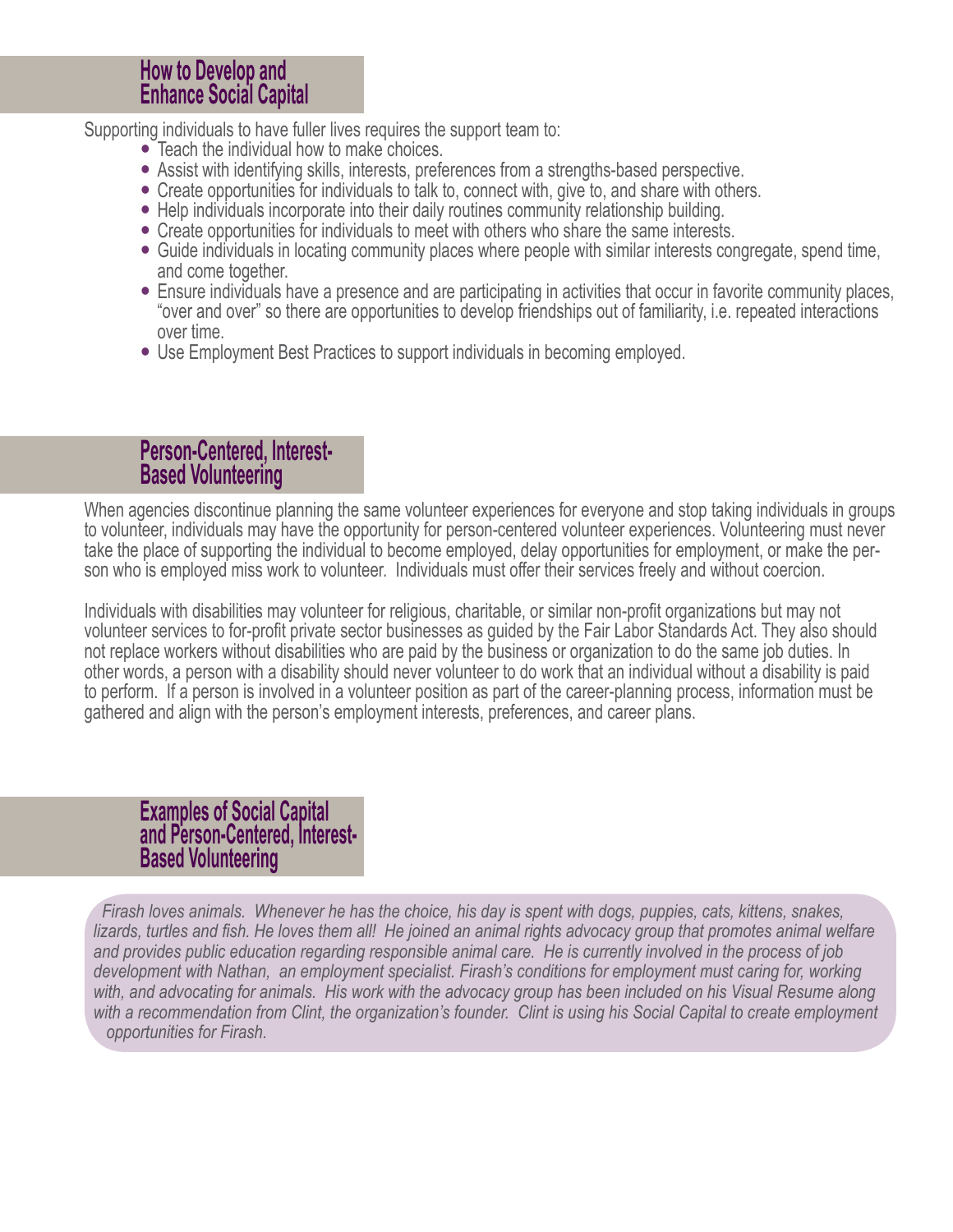## How to Develop and Enhance Social Capital

Supporting individuals to have fuller lives requires the support team to:

- Teach the individual how to make choices.
- Assist with identifying skills, interests, preferences from a strengths-based perspective.
- Create opportunities for individuals to talk to, connect with, give to, and share with others.
- Help individuals incorporate into their daily routines community relationship building.
- Create opportunities for individuals to meet with others who share the same interests.
- Guide individuals in locating community places where people with similar interests congregate, spend time, and come together.
- Ensure individuals have a presence and are participating in activities that occur in favorite community places, "over and over" so there are opportunities to develop friendships out of familiarity, i.e. repeated interactions over time.
- Use Employment Best Practices to support individuals in becoming employed.

## Person-Centered, Interest-Based Volunteering

When agencies discontinue planning the same volunteer experiences for everyone and stop taking individuals in groups to volunteer, individuals may have the opportunity for person-centered volunteer experiences. Volunteering must never take the place of supporting the individual to become employed, delay opportunities for employment, or make the person who is employed miss work to volunteer. Individuals must offer their services freely and without coercion.

Individuals with disabilities may volunteer for religious, charitable, or similar non-profit organizations but may not volunteer services to for-profit private sector businesses as guided by the Fair Labor Standards Act. They also should not replace workers without disabilities who are paid by the business or organization to do the same job duties. In other words, a person with a disability should never volunteer to do work that an individual without a disability is paid to perform. If a person is involved in a volunteer position as part of the career-planning process, information must be gathered and align with the person's employment interests, preferences, and career plans.

## Examples of Social Capital and Person-Centered, Interest-Based Volunteering

*Firash loves animals. Whenever he has the choice, his day is spent with dogs, puppies, cats, kittens, snakes, lizards, turtles and fish. He loves them all! He joined an animal rights advocacy group that promotes animal welfare and provides public education regarding responsible animal care. He is currently involved in the process of job development with Nathan, an employment specialist. Firash's conditions for employment must caring for, working with, and advocating for animals. His work with the advocacy group has been included on his Visual Resume along with a recommendation from Clint, the organization's founder. Clint is using his Social Capital to create employment opportunities for Firash.*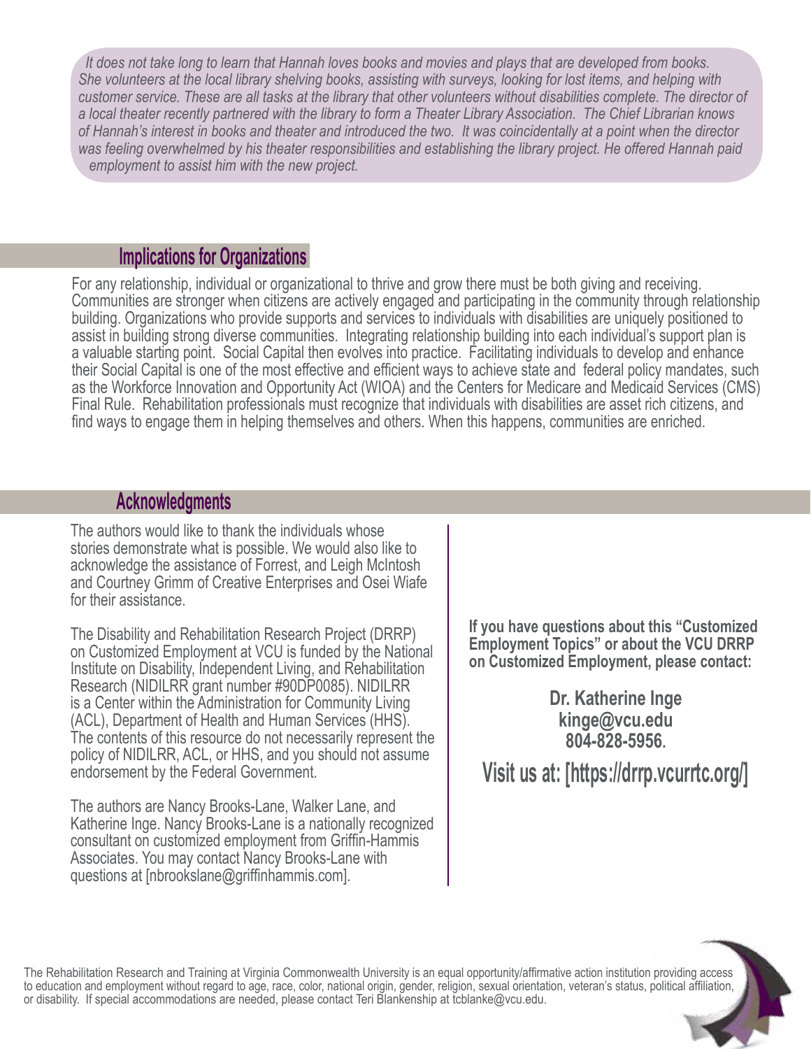*It does not take long to learn that Hannah loves books and movies and plays that are developed from books. She volunteers at the local library shelving books, assisting with surveys, looking for lost items, and helping with customer service. These are all tasks at the library that other volunteers without disabilities complete. The director of a local theater recently partnered with the library to form a Theater Library Association. The Chief Librarian knows of Hannah's interest in books and theater and introduced the two. It was coincidentally at a point when the director was feeling overwhelmed by his theater responsibilities and establishing the library project. He offered Hannah paid employment to assist him with the new project.*

## Implications for Organizations

For any relationship, individual or organizational to thrive and grow there must be both giving and receiving. Communities are stronger when citizens are actively engaged and participating in the community through relationship building. Organizations who provide supports and services to individuals with disabilities are uniquely positioned to assist in building strong diverse communities. Integrating relationship building into each individual's support plan is a valuable starting point. Social Capital then evolves into practice. Facilitating individuals to develop and enhance their Social Capital is one of the most effective and efficient ways to achieve state and federal policy mandates, such as the Workforce Innovation and Opportunity Act (WIOA) and the Centers for Medicare and Medicaid Services (CMS) Final Rule. Rehabilitation professionals must recognize that individuals with disabilities are asset rich citizens, and find ways to engage them in helping themselves and others. When this happens, communities are enriched.

## Acknowledgments

The authors would like to thank the individuals whose stories demonstrate what is possible. We would also like to acknowledge the assistance of Forrest, and Leigh McIntosh and Courtney Grimm of Creative Enterprises and Osei Wiafe for their assistance.

The Disability and Rehabilitation Research Project (DRRP) on Customized Employment at VCU is funded by the National Institute on Disability, Independent Living, and Rehabilitation Research (NIDILRR grant number #90DP0085). NIDILRR is a Center within the Administration for Community Living (ACL), Department of Health and Human Services (HHS). The contents of this resource do not necessarily represent the policy of NIDILRR, ACL, or HHS, and you should not assume endorsement by the Federal Government.

The authors are Nancy Brooks-Lane, Walker Lane, and Katherine Inge. Nancy Brooks-Lane is a nationally recognized consultant on customized employment from Griffin-Hammis Associates. You may contact Nancy Brooks-Lane with questions at [nbrookslane@griffinhammis.com].

**If you have questions about this "Customized Employment Topics" or about the VCU DRRP on Customized Employment, please contact:**

**Dr. Katherine Inge**
**kinge@vcu.edu**
**804-828-5956.**

**Visit us at: [https://drrp.vcurrtc.org/]**

The Rehabilitation Research and Training at Virginia Commonwealth University is an equal opportunity/affirmative action institution providing access to education and employment without regard to age, race, color, national origin, gender, religion, sexual orientation, veteran's status, political affiliation, or disability. If special accommodations are needed, please contact Teri Blankenship at tcblanke@vcu.edu.